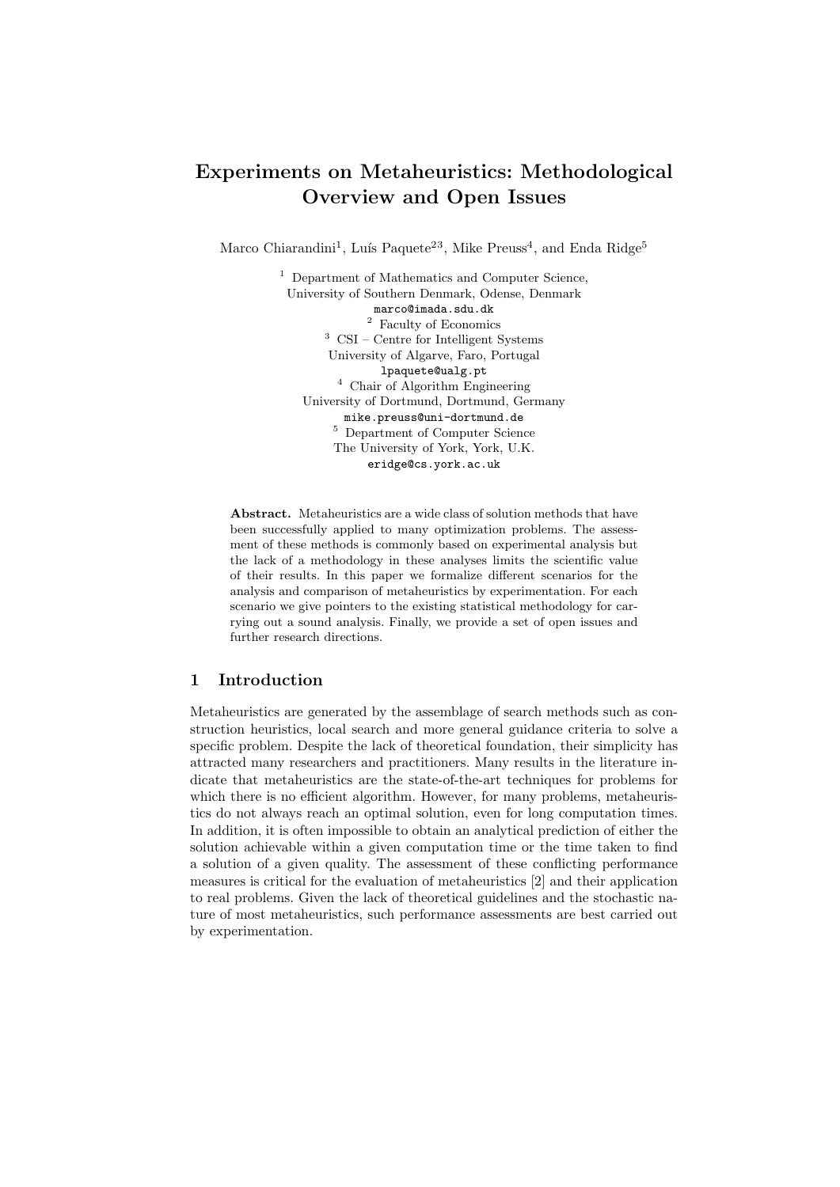# Experiments on Metaheuristics: Methodological Overview and Open Issues

Marco Chiarandini[1], Luís Paquete[2,3], Mike Preuss[4], and Enda Ridge[5]

[1] Department of Mathematics and Computer Science,
University of Southern Denmark, Odense, Denmark
marco@imada.sdu.dk

[2] Faculty of Economics

[3] CSI – Centre for Intelligent Systems
University of Algarve, Faro, Portugal
lpaquete@ualg.pt

[4] Chair of Algorithm Engineering
University of Dortmund, Dortmund, Germany
mike.preuss@uni-dortmund.de

[5] Department of Computer Science
The University of York, York, U.K.
eridge@cs.york.ac.uk

**Abstract.** Metaheuristics are a wide class of solution methods that have been successfully applied to many optimization problems. The assessment of these methods is commonly based on experimental analysis but the lack of a methodology in these analyses limits the scientific value of their results. In this paper we formalize different scenarios for the analysis and comparison of metaheuristics by experimentation. For each scenario we give pointers to the existing statistical methodology for carrying out a sound analysis. Finally, we provide a set of open issues and further research directions.

## 1 Introduction

Metaheuristics are generated by the assemblage of search methods such as construction heuristics, local search and more general guidance criteria to solve a specific problem. Despite the lack of theoretical foundation, their simplicity has attracted many researchers and practitioners. Many results in the literature indicate that metaheuristics are the state-of-the-art techniques for problems for which there is no efficient algorithm. However, for many problems, metaheuristics do not always reach an optimal solution, even for long computation times. In addition, it is often impossible to obtain an analytical prediction of either the solution achievable within a given computation time or the time taken to find a solution of a given quality. The assessment of these conflicting performance measures is critical for the evaluation of metaheuristics [2] and their application to real problems. Given the lack of theoretical guidelines and the stochastic nature of most metaheuristics, such performance assessments are best carried out by experimentation.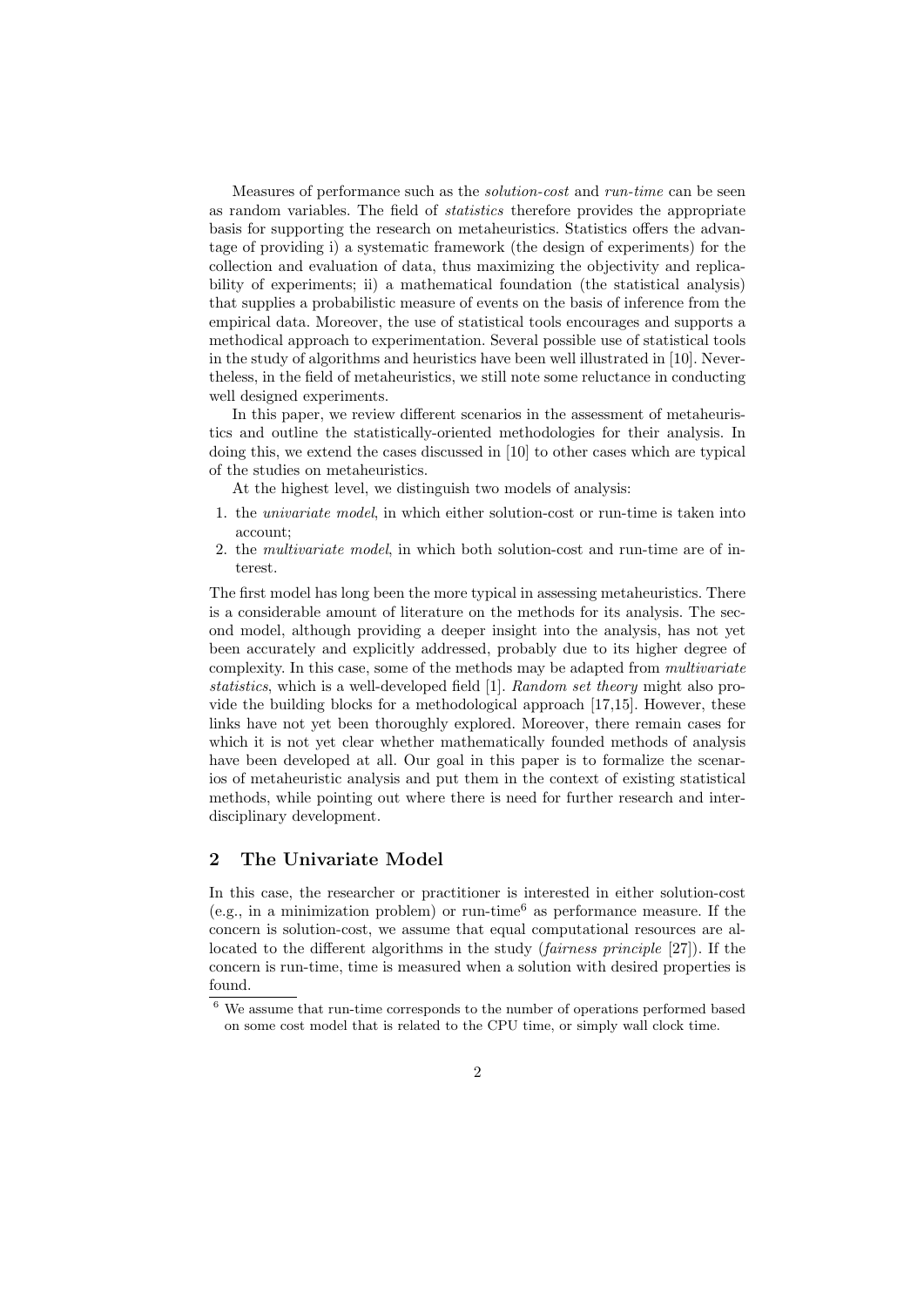Measures of performance such as the *solution-cost* and *run-time* can be seen as random variables. The field of *statistics* therefore provides the appropriate basis for supporting the research on metaheuristics. Statistics offers the advantage of providing i) a systematic framework (the design of experiments) for the collection and evaluation of data, thus maximizing the objectivity and replicability of experiments; ii) a mathematical foundation (the statistical analysis) that supplies a probabilistic measure of events on the basis of inference from the empirical data. Moreover, the use of statistical tools encourages and supports a methodical approach to experimentation. Several possible use of statistical tools in the study of algorithms and heuristics have been well illustrated in [10]. Nevertheless, in the field of metaheuristics, we still note some reluctance in conducting well designed experiments.

In this paper, we review different scenarios in the assessment of metaheuristics and outline the statistically-oriented methodologies for their analysis. In doing this, we extend the cases discussed in [10] to other cases which are typical of the studies on metaheuristics.

At the highest level, we distinguish two models of analysis:

1. the *univariate model*, in which either solution-cost or run-time is taken into account;
2. the *multivariate model*, in which both solution-cost and run-time are of interest.

The first model has long been the more typical in assessing metaheuristics. There is a considerable amount of literature on the methods for its analysis. The second model, although providing a deeper insight into the analysis, has not yet been accurately and explicitly addressed, probably due to its higher degree of complexity. In this case, some of the methods may be adapted from *multivariate statistics*, which is a well-developed field [1]. *Random set theory* might also provide the building blocks for a methodological approach [17,15]. However, these links have not yet been thoroughly explored. Moreover, there remain cases for which it is not yet clear whether mathematically founded methods of analysis have been developed at all. Our goal in this paper is to formalize the scenarios of metaheuristic analysis and put them in the context of existing statistical methods, while pointing out where there is need for further research and interdisciplinary development.

## 2 The Univariate Model

In this case, the researcher or practitioner is interested in either solution-cost (e.g., in a minimization problem) or run-time[6] as performance measure. If the concern is solution-cost, we assume that equal computational resources are allocated to the different algorithms in the study (*fairness principle* [27]). If the concern is run-time, time is measured when a solution with desired properties is found.

[6] We assume that run-time corresponds to the number of operations performed based on some cost model that is related to the CPU time, or simply wall clock time.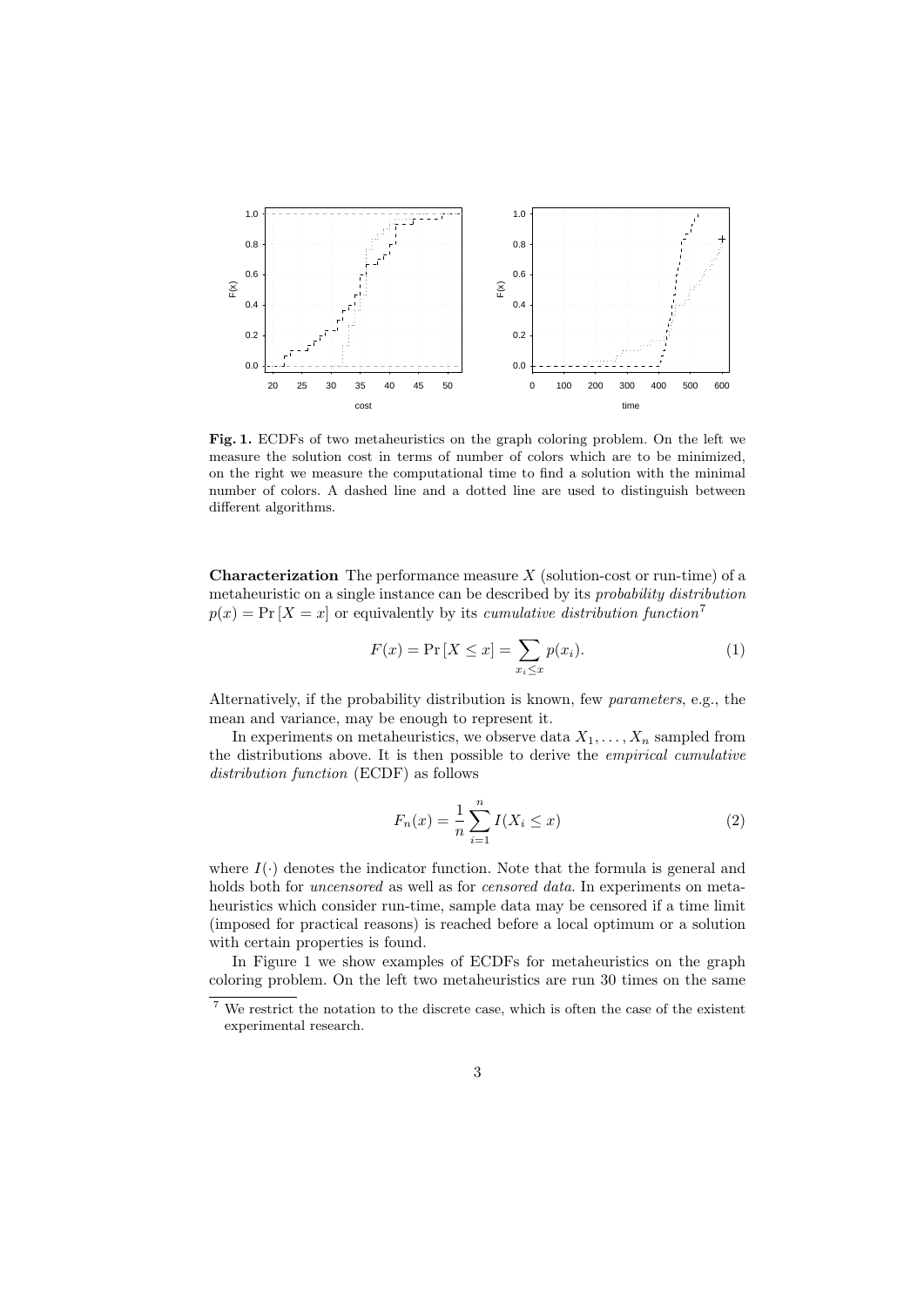**Fig. 1.** ECDFs of two metaheuristics on the graph coloring problem. On the left we measure the solution cost in terms of number of colors which are to be minimized, on the right we measure the computational time to find a solution with the minimal number of colors. A dashed line and a dotted line are used to distinguish between different algorithms.

**Characterization** The performance measure $X$ (solution-cost or run-time) of a metaheuristic on a single instance can be described by its *probability distribution* $p(x) = \Pr[X = x]$ or equivalently by its *cumulative distribution function*[7]

$$F(x) = \Pr[X \leq x] = \sum_{x_i \leq x} p(x_i). \tag{1}$$

Alternatively, if the probability distribution is known, few *parameters*, e.g., the mean and variance, may be enough to represent it.

In experiments on metaheuristics, we observe data $X_1, \ldots, X_n$ sampled from the distributions above. It is then possible to derive the *empirical cumulative distribution function* (ECDF) as follows

$$F_n(x) = \frac{1}{n} \sum_{i=1}^{n} I(X_i \leq x) \tag{2}$$

where $I(\cdot)$ denotes the indicator function. Note that the formula is general and holds both for *uncensored* as well as for *censored data*. In experiments on metaheuristics which consider run-time, sample data may be censored if a time limit (imposed for practical reasons) is reached before a local optimum or a solution with certain properties is found.

In Figure 1 we show examples of ECDFs for metaheuristics on the graph coloring problem. On the left two metaheuristics are run 30 times on the same

[7] We restrict the notation to the discrete case, which is often the case of the existent experimental research.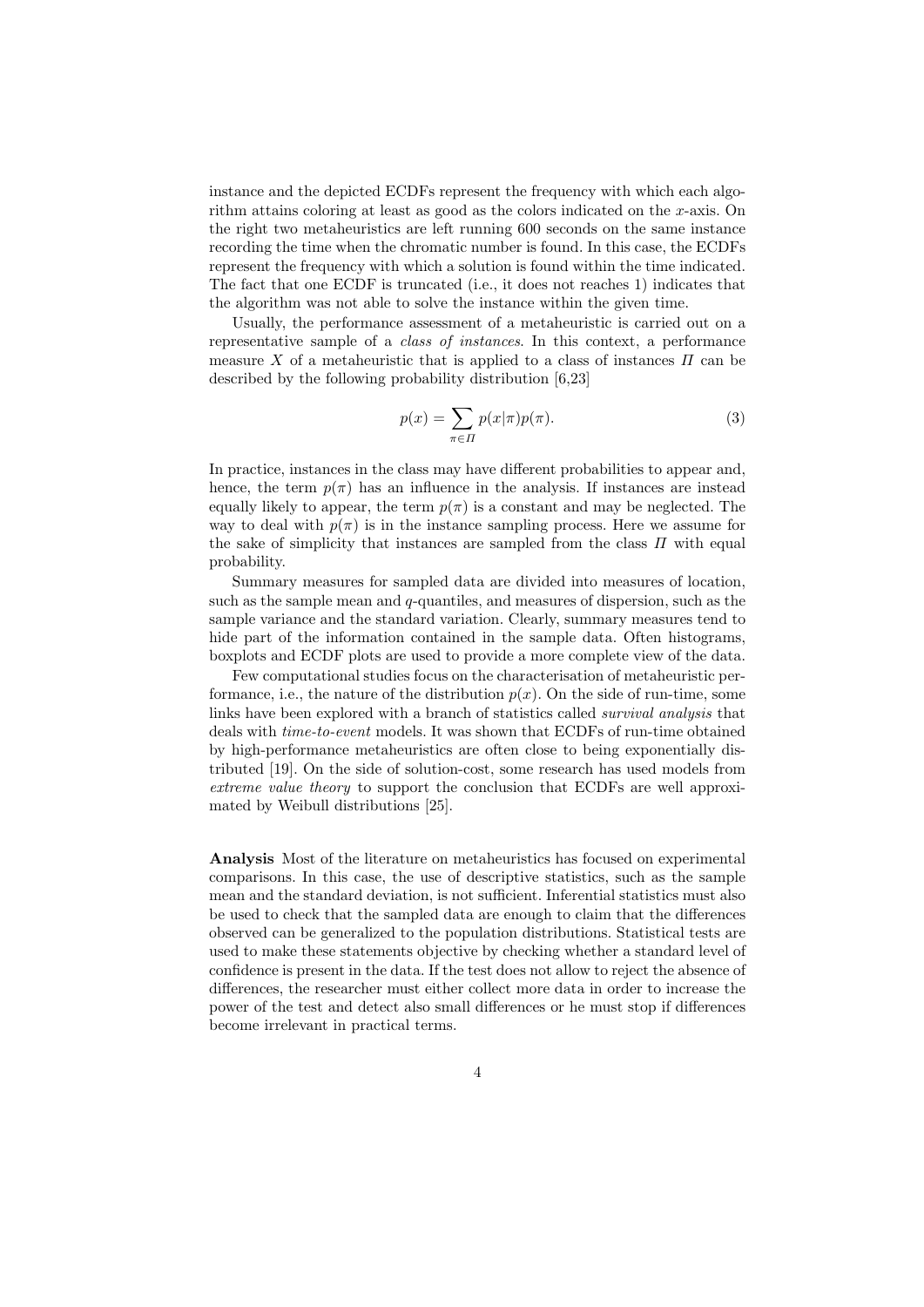instance and the depicted ECDFs represent the frequency with which each algorithm attains coloring at least as good as the colors indicated on the $x$-axis. On the right two metaheuristics are left running 600 seconds on the same instance recording the time when the chromatic number is found. In this case, the ECDFs represent the frequency with which a solution is found within the time indicated. The fact that one ECDF is truncated (i.e., it does not reaches 1) indicates that the algorithm was not able to solve the instance within the given time.

Usually, the performance assessment of a metaheuristic is carried out on a representative sample of a *class of instances*. In this context, a performance measure $X$ of a metaheuristic that is applied to a class of instances $\Pi$ can be described by the following probability distribution [6,23]

$$p(x) = \sum_{\pi \in \Pi} p(x|\pi)p(\pi). \tag{3}$$

In practice, instances in the class may have different probabilities to appear and, hence, the term $p(\pi)$ has an influence in the analysis. If instances are instead equally likely to appear, the term $p(\pi)$ is a constant and may be neglected. The way to deal with $p(\pi)$ is in the instance sampling process. Here we assume for the sake of simplicity that instances are sampled from the class $\Pi$ with equal probability.

Summary measures for sampled data are divided into measures of location, such as the sample mean and $q$-quantiles, and measures of dispersion, such as the sample variance and the standard variation. Clearly, summary measures tend to hide part of the information contained in the sample data. Often histograms, boxplots and ECDF plots are used to provide a more complete view of the data.

Few computational studies focus on the characterisation of metaheuristic performance, i.e., the nature of the distribution $p(x)$. On the side of run-time, some links have been explored with a branch of statistics called *survival analysis* that deals with *time-to-event* models. It was shown that ECDFs of run-time obtained by high-performance metaheuristics are often close to being exponentially distributed [19]. On the side of solution-cost, some research has used models from *extreme value theory* to support the conclusion that ECDFs are well approximated by Weibull distributions [25].

**Analysis** Most of the literature on metaheuristics has focused on experimental comparisons. In this case, the use of descriptive statistics, such as the sample mean and the standard deviation, is not sufficient. Inferential statistics must also be used to check that the sampled data are enough to claim that the differences observed can be generalized to the population distributions. Statistical tests are used to make these statements objective by checking whether a standard level of confidence is present in the data. If the test does not allow to reject the absence of differences, the researcher must either collect more data in order to increase the power of the test and detect also small differences or he must stop if differences become irrelevant in practical terms.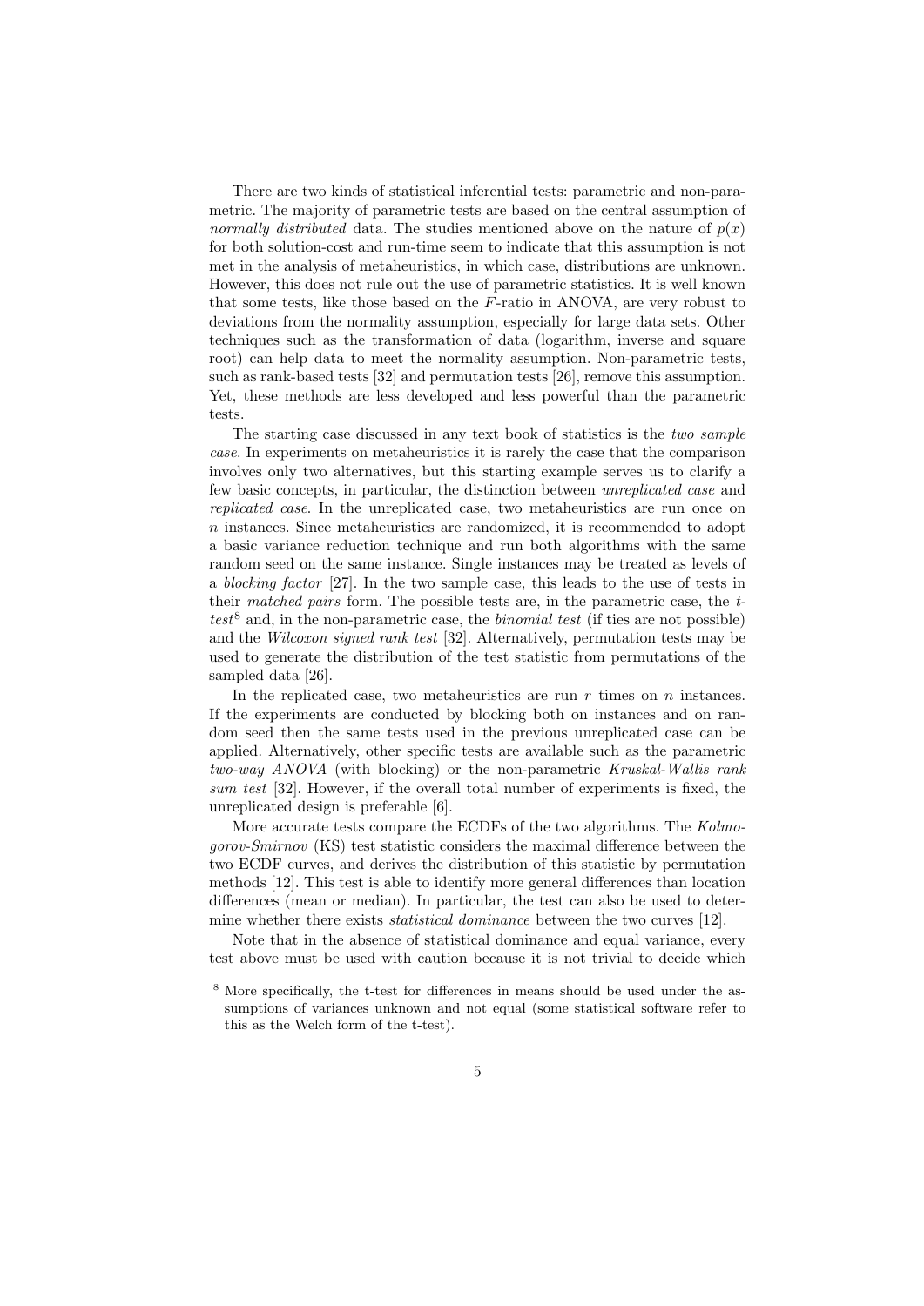There are two kinds of statistical inferential tests: parametric and non-parametric. The majority of parametric tests are based on the central assumption of *normally distributed* data. The studies mentioned above on the nature of $p(x)$ for both solution-cost and run-time seem to indicate that this assumption is not met in the analysis of metaheuristics, in which case, distributions are unknown. However, this does not rule out the use of parametric statistics. It is well known that some tests, like those based on the $F$-ratio in ANOVA, are very robust to deviations from the normality assumption, especially for large data sets. Other techniques such as the transformation of data (logarithm, inverse and square root) can help data to meet the normality assumption. Non-parametric tests, such as rank-based tests [32] and permutation tests [26], remove this assumption. Yet, these methods are less developed and less powerful than the parametric tests.

The starting case discussed in any text book of statistics is the *two sample case*. In experiments on metaheuristics it is rarely the case that the comparison involves only two alternatives, but this starting example serves us to clarify a few basic concepts, in particular, the distinction between *unreplicated case* and *replicated case*. In the unreplicated case, two metaheuristics are run once on $n$ instances. Since metaheuristics are randomized, it is recommended to adopt a basic variance reduction technique and run both algorithms with the same random seed on the same instance. Single instances may be treated as levels of a *blocking factor* [27]. In the two sample case, this leads to the use of tests in their *matched pairs* form. The possible tests are, in the parametric case, the *t-test*[8] and, in the non-parametric case, the *binomial test* (if ties are not possible) and the *Wilcoxon signed rank test* [32]. Alternatively, permutation tests may be used to generate the distribution of the test statistic from permutations of the sampled data [26].

In the replicated case, two metaheuristics are run $r$ times on $n$ instances. If the experiments are conducted by blocking both on instances and on random seed then the same tests used in the previous unreplicated case can be applied. Alternatively, other specific tests are available such as the parametric *two-way ANOVA* (with blocking) or the non-parametric *Kruskal-Wallis rank sum test* [32]. However, if the overall total number of experiments is fixed, the unreplicated design is preferable [6].

More accurate tests compare the ECDFs of the two algorithms. The *Kolmogorov-Smirnov* (KS) test statistic considers the maximal difference between the two ECDF curves, and derives the distribution of this statistic by permutation methods [12]. This test is able to identify more general differences than location differences (mean or median). In particular, the test can also be used to determine whether there exists *statistical dominance* between the two curves [12].

Note that in the absence of statistical dominance and equal variance, every test above must be used with caution because it is not trivial to decide which

[8] More specifically, the t-test for differences in means should be used under the assumptions of variances unknown and not equal (some statistical software refer to this as the Welch form of the t-test).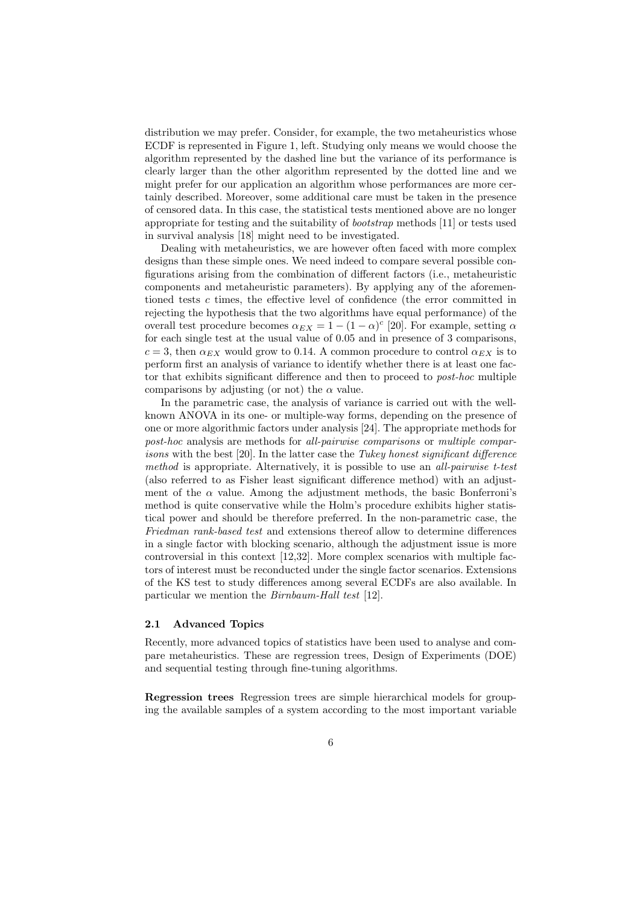distribution we may prefer. Consider, for example, the two metaheuristics whose ECDF is represented in Figure 1, left. Studying only means we would choose the algorithm represented by the dashed line but the variance of its performance is clearly larger than the other algorithm represented by the dotted line and we might prefer for our application an algorithm whose performances are more certainly described. Moreover, some additional care must be taken in the presence of censored data. In this case, the statistical tests mentioned above are no longer appropriate for testing and the suitability of *bootstrap* methods [11] or tests used in survival analysis [18] might need to be investigated.

Dealing with metaheuristics, we are however often faced with more complex designs than these simple ones. We need indeed to compare several possible configurations arising from the combination of different factors (i.e., metaheuristic components and metaheuristic parameters). By applying any of the aforementioned tests $c$ times, the effective level of confidence (the error committed in rejecting the hypothesis that the two algorithms have equal performance) of the overall test procedure becomes $\alpha_{EX} = 1 - (1 - \alpha)^c$ [20]. For example, setting $\alpha$ for each single test at the usual value of 0.05 and in presence of 3 comparisons, $c = 3$, then $\alpha_{EX}$ would grow to 0.14. A common procedure to control $\alpha_{EX}$ is to perform first an analysis of variance to identify whether there is at least one factor that exhibits significant difference and then to proceed to *post-hoc* multiple comparisons by adjusting (or not) the $\alpha$ value.

In the parametric case, the analysis of variance is carried out with the well-known ANOVA in its one- or multiple-way forms, depending on the presence of one or more algorithmic factors under analysis [24]. The appropriate methods for *post-hoc* analysis are methods for *all-pairwise comparisons* or *multiple comparisons* with the best [20]. In the latter case the *Tukey honest significant difference method* is appropriate. Alternatively, it is possible to use an *all-pairwise t-test* (also referred to as Fisher least significant difference method) with an adjustment of the $\alpha$ value. Among the adjustment methods, the basic Bonferroni's method is quite conservative while the Holm's procedure exhibits higher statistical power and should be therefore preferred. In the non-parametric case, the *Friedman rank-based test* and extensions thereof allow to determine differences in a single factor with blocking scenario, although the adjustment issue is more controversial in this context [12,32]. More complex scenarios with multiple factors of interest must be reconducted under the single factor scenarios. Extensions of the KS test to study differences among several ECDFs are also available. In particular we mention the *Birnbaum-Hall test* [12].

### 2.1 Advanced Topics

Recently, more advanced topics of statistics have been used to analyse and compare metaheuristics. These are regression trees, Design of Experiments (DOE) and sequential testing through fine-tuning algorithms.

**Regression trees** Regression trees are simple hierarchical models for grouping the available samples of a system according to the most important variable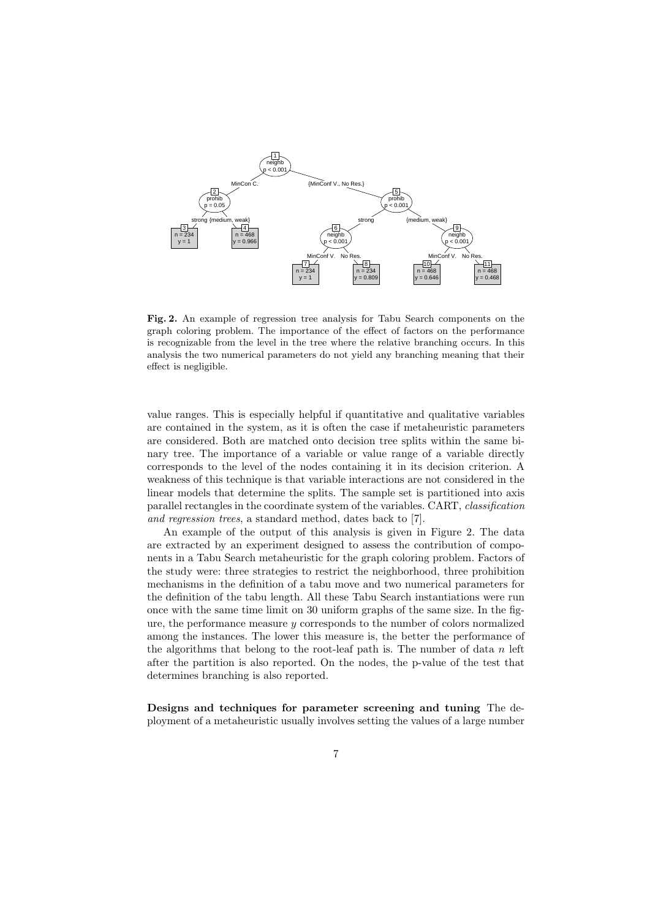**Fig. 2.** An example of regression tree analysis for Tabu Search components on the graph coloring problem. The importance of the effect of factors on the performance is recognizable from the level in the tree where the relative branching occurs. In this analysis the two numerical parameters do not yield any branching meaning that their effect is negligible.

value ranges. This is especially helpful if quantitative and qualitative variables are contained in the system, as it is often the case if metaheuristic parameters are considered. Both are matched onto decision tree splits within the same binary tree. The importance of a variable or value range of a variable directly corresponds to the level of the nodes containing it in its decision criterion. A weakness of this technique is that variable interactions are not considered in the linear models that determine the splits. The sample set is partitioned into axis parallel rectangles in the coordinate system of the variables. CART, *classification and regression trees*, a standard method, dates back to [7].

An example of the output of this analysis is given in Figure 2. The data are extracted by an experiment designed to assess the contribution of components in a Tabu Search metaheuristic for the graph coloring problem. Factors of the study were: three strategies to restrict the neighborhood, three prohibition mechanisms in the definition of a tabu move and two numerical parameters for the definition of the tabu length. All these Tabu Search instantiations were run once with the same time limit on 30 uniform graphs of the same size. In the figure, the performance measure $y$ corresponds to the number of colors normalized among the instances. The lower this measure is, the better the performance of the algorithms that belong to the root-leaf path is. The number of data $n$ left after the partition is also reported. On the nodes, the p-value of the test that determines branching is also reported.

**Designs and techniques for parameter screening and tuning** The deployment of a metaheuristic usually involves setting the values of a large number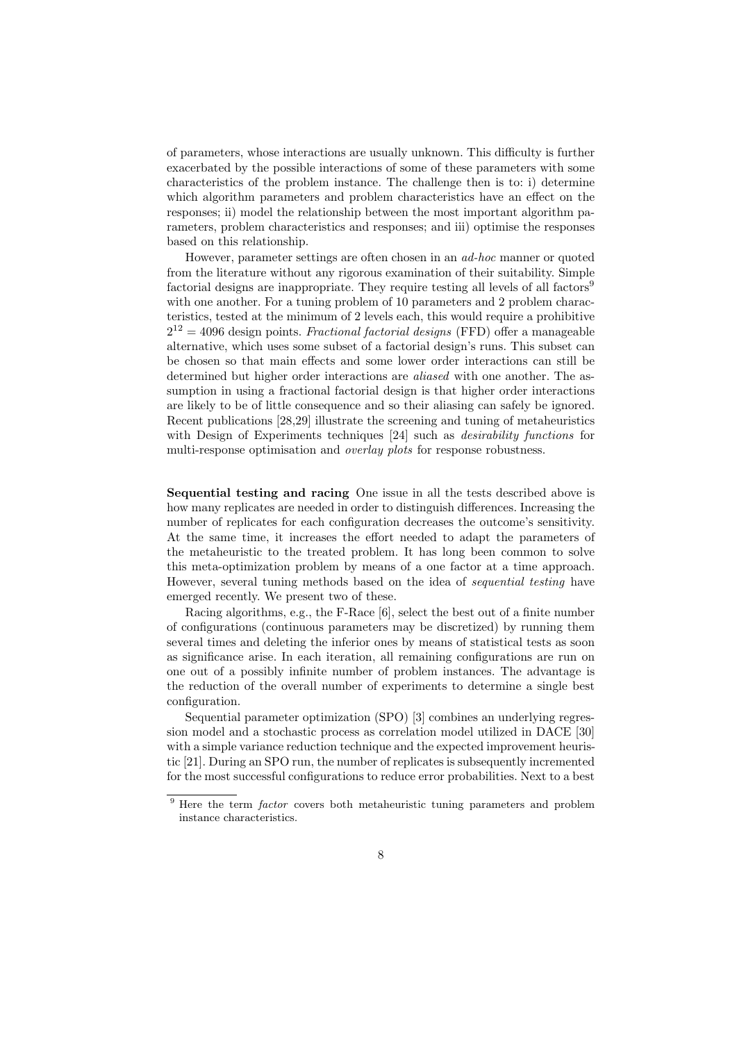of parameters, whose interactions are usually unknown. This difficulty is further exacerbated by the possible interactions of some of these parameters with some characteristics of the problem instance. The challenge then is to: i) determine which algorithm parameters and problem characteristics have an effect on the responses; ii) model the relationship between the most important algorithm parameters, problem characteristics and responses; and iii) optimise the responses based on this relationship.

However, parameter settings are often chosen in an *ad-hoc* manner or quoted from the literature without any rigorous examination of their suitability. Simple factorial designs are inappropriate. They require testing all levels of all factors[9] with one another. For a tuning problem of 10 parameters and 2 problem characteristics, tested at the minimum of 2 levels each, this would require a prohibitive $2^{12} = 4096$ design points. *Fractional factorial designs* (FFD) offer a manageable alternative, which uses some subset of a factorial design's runs. This subset can be chosen so that main effects and some lower order interactions can still be determined but higher order interactions are *aliased* with one another. The assumption in using a fractional factorial design is that higher order interactions are likely to be of little consequence and so their aliasing can safely be ignored. Recent publications [28,29] illustrate the screening and tuning of metaheuristics with Design of Experiments techniques [24] such as *desirability functions* for multi-response optimisation and *overlay plots* for response robustness.

**Sequential testing and racing** One issue in all the tests described above is how many replicates are needed in order to distinguish differences. Increasing the number of replicates for each configuration decreases the outcome's sensitivity. At the same time, it increases the effort needed to adapt the parameters of the metaheuristic to the treated problem. It has long been common to solve this meta-optimization problem by means of a one factor at a time approach. However, several tuning methods based on the idea of *sequential testing* have emerged recently. We present two of these.

Racing algorithms, e.g., the F-Race [6], select the best out of a finite number of configurations (continuous parameters may be discretized) by running them several times and deleting the inferior ones by means of statistical tests as soon as significance arise. In each iteration, all remaining configurations are run on one out of a possibly infinite number of problem instances. The advantage is the reduction of the overall number of experiments to determine a single best configuration.

Sequential parameter optimization (SPO) [3] combines an underlying regression model and a stochastic process as correlation model utilized in DACE [30] with a simple variance reduction technique and the expected improvement heuristic [21]. During an SPO run, the number of replicates is subsequently incremented for the most successful configurations to reduce error probabilities. Next to a best

[9] Here the term *factor* covers both metaheuristic tuning parameters and problem instance characteristics.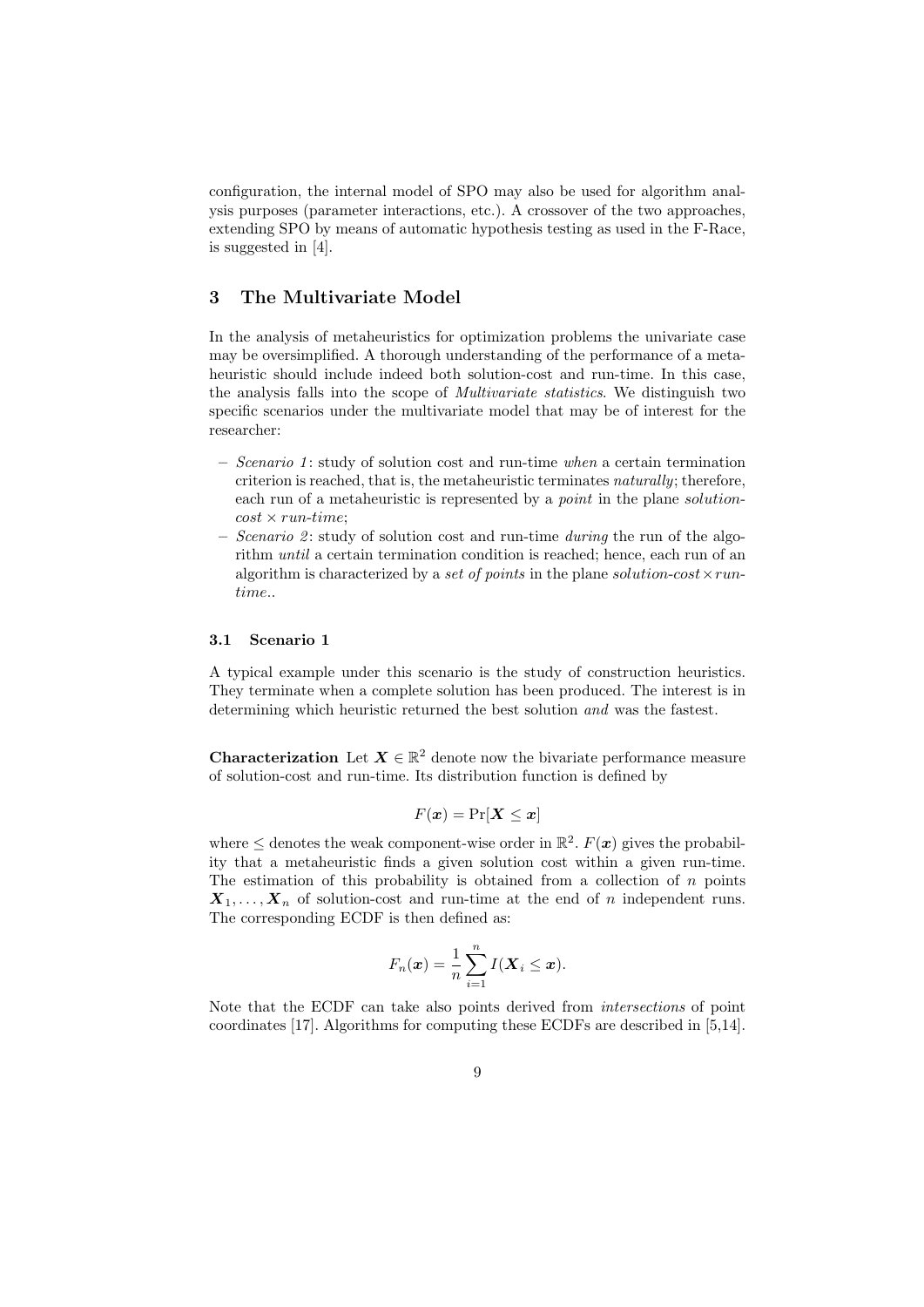configuration, the internal model of SPO may also be used for algorithm analysis purposes (parameter interactions, etc.). A crossover of the two approaches, extending SPO by means of automatic hypothesis testing as used in the F-Race, is suggested in [4].

## 3 The Multivariate Model

In the analysis of metaheuristics for optimization problems the univariate case may be oversimplified. A thorough understanding of the performance of a metaheuristic should include indeed both solution-cost and run-time. In this case, the analysis falls into the scope of *Multivariate statistics*. We distinguish two specific scenarios under the multivariate model that may be of interest for the researcher:

- *Scenario 1*: study of solution cost and run-time *when* a certain termination criterion is reached, that is, the metaheuristic terminates *naturally*; therefore, each run of a metaheuristic is represented by a *point* in the plane *solution-cost* $\times$ *run-time*;
- *Scenario 2*: study of solution cost and run-time *during* the run of the algorithm *until* a certain termination condition is reached; hence, each run of an algorithm is characterized by a *set of points* in the plane *solution-cost* $\times$ *run-time*..

### 3.1 Scenario 1

A typical example under this scenario is the study of construction heuristics. They terminate when a complete solution has been produced. The interest is in determining which heuristic returned the best solution *and* was the fastest.

**Characterization** Let $\boldsymbol{X} \in \mathbb{R}^2$ denote now the bivariate performance measure of solution-cost and run-time. Its distribution function is defined by

$$F(\boldsymbol{x}) = \Pr[\boldsymbol{X} \leq \boldsymbol{x}]$$

where $\leq$ denotes the weak component-wise order in $\mathbb{R}^2$. $F(\boldsymbol{x})$ gives the probability that a metaheuristic finds a given solution cost within a given run-time. The estimation of this probability is obtained from a collection of $n$ points $\boldsymbol{X}_1, \ldots, \boldsymbol{X}_n$ of solution-cost and run-time at the end of $n$ independent runs. The corresponding ECDF is then defined as:

$$F_n(\boldsymbol{x}) = \frac{1}{n} \sum_{i=1}^{n} I(\boldsymbol{X}_i \leq \boldsymbol{x}).$$

Note that the ECDF can take also points derived from *intersections* of point coordinates [17]. Algorithms for computing these ECDFs are described in [5,14].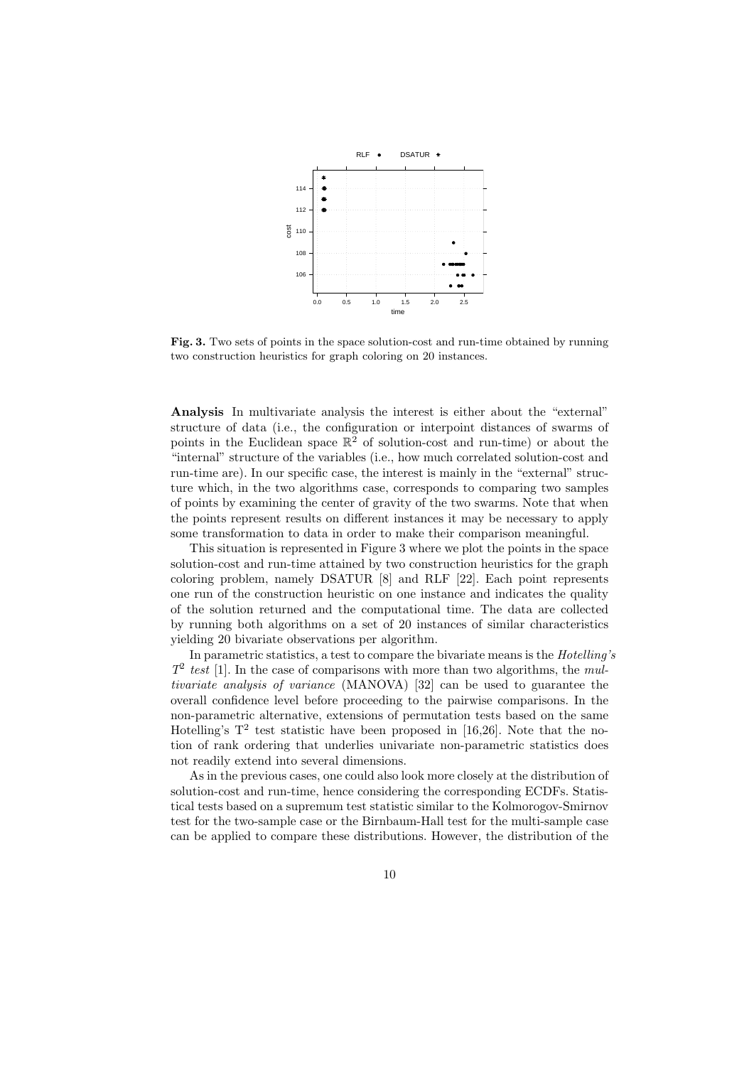**Fig. 3.** Two sets of points in the space solution-cost and run-time obtained by running two construction heuristics for graph coloring on 20 instances.

**Analysis** In multivariate analysis the interest is either about the "external" structure of data (i.e., the configuration or interpoint distances of swarms of points in the Euclidean space $\mathbb{R}^2$ of solution-cost and run-time) or about the "internal" structure of the variables (i.e., how much correlated solution-cost and run-time are). In our specific case, the interest is mainly in the "external" structure which, in the two algorithms case, corresponds to comparing two samples of points by examining the center of gravity of the two swarms. Note that when the points represent results on different instances it may be necessary to apply some transformation to data in order to make their comparison meaningful.

This situation is represented in Figure 3 where we plot the points in the space solution-cost and run-time attained by two construction heuristics for the graph coloring problem, namely DSATUR [8] and RLF [22]. Each point represents one run of the construction heuristic on one instance and indicates the quality of the solution returned and the computational time. The data are collected by running both algorithms on a set of 20 instances of similar characteristics yielding 20 bivariate observations per algorithm.

In parametric statistics, a test to compare the bivariate means is the *Hotelling's $T^2$ test* [1]. In the case of comparisons with more than two algorithms, the *multivariate analysis of variance* (MANOVA) [32] can be used to guarantee the overall confidence level before proceeding to the pairwise comparisons. In the non-parametric alternative, extensions of permutation tests based on the same Hotelling's $T^2$ test statistic have been proposed in [16,26]. Note that the notion of rank ordering that underlies univariate non-parametric statistics does not readily extend into several dimensions.

As in the previous cases, one could also look more closely at the distribution of solution-cost and run-time, hence considering the corresponding ECDFs. Statistical tests based on a supremum test statistic similar to the Kolmorogov-Smirnov test for the two-sample case or the Birnbaum-Hall test for the multi-sample case can be applied to compare these distributions. However, the distribution of the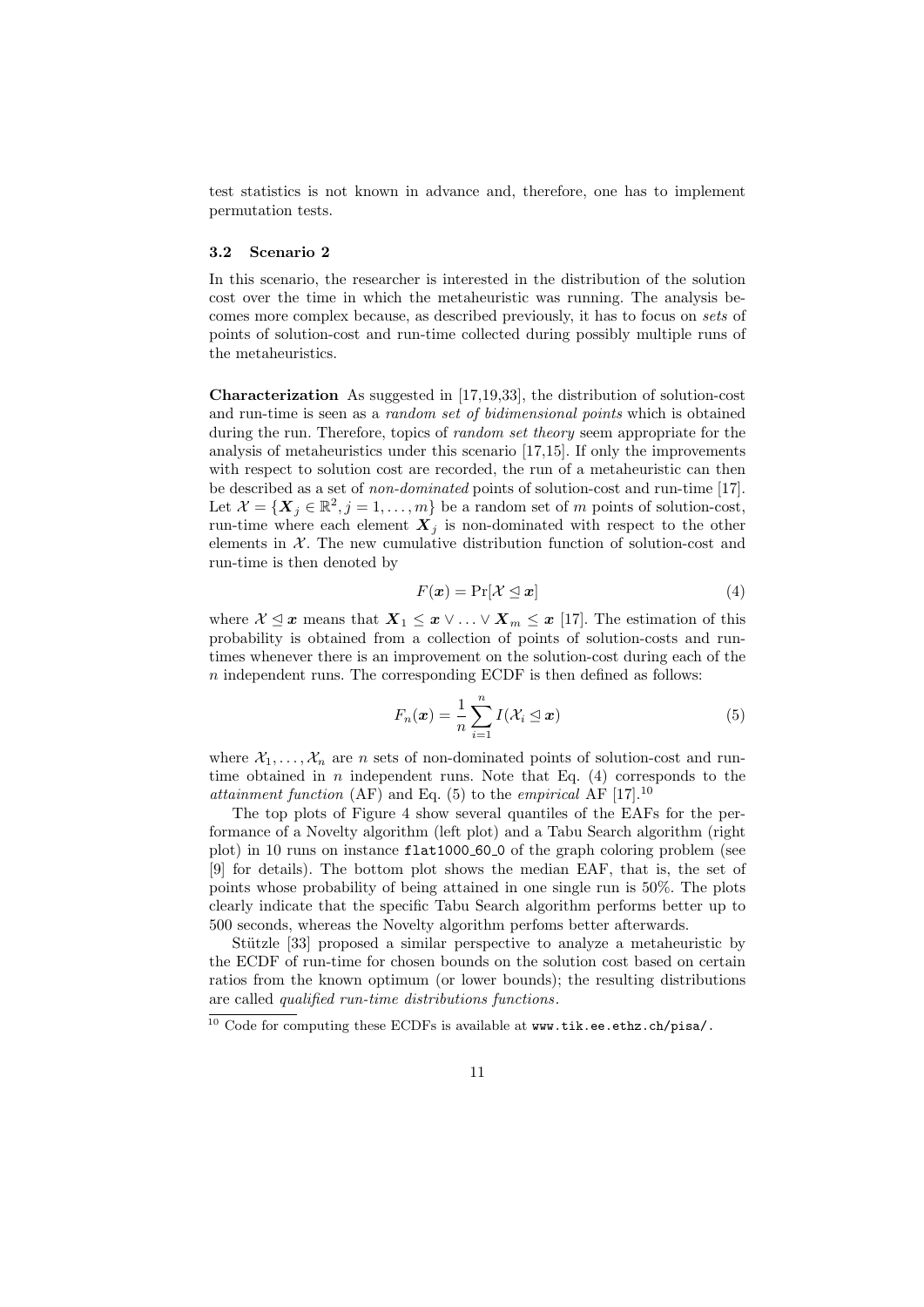test statistics is not known in advance and, therefore, one has to implement permutation tests.

### 3.2 Scenario 2

In this scenario, the researcher is interested in the distribution of the solution cost over the time in which the metaheuristic was running. The analysis becomes more complex because, as described previously, it has to focus on *sets* of points of solution-cost and run-time collected during possibly multiple runs of the metaheuristics.

**Characterization** As suggested in [17,19,33], the distribution of solution-cost and run-time is seen as a *random set of bidimensional points* which is obtained during the run. Therefore, topics of *random set theory* seem appropriate for the analysis of metaheuristics under this scenario [17,15]. If only the improvements with respect to solution cost are recorded, the run of a metaheuristic can then be described as a set of *non-dominated* points of solution-cost and run-time [17]. Let $\mathcal{X} = \{\boldsymbol{X}_j \in \mathbb{R}^2, j = 1, \ldots, m\}$ be a random set of $m$ points of solution-cost, run-time where each element $\boldsymbol{X}_j$ is non-dominated with respect to the other elements in $\mathcal{X}$. The new cumulative distribution function of solution-cost and run-time is then denoted by

$$F(\boldsymbol{x}) = \Pr[\mathcal{X} \trianglelefteq \boldsymbol{x}] \tag{4}$$

where $\mathcal{X} \trianglelefteq \boldsymbol{x}$ means that $\boldsymbol{X}_1 \leq \boldsymbol{x} \vee \ldots \vee \boldsymbol{X}_m \leq \boldsymbol{x}$ [17]. The estimation of this probability is obtained from a collection of points of solution-costs and run-times whenever there is an improvement on the solution-cost during each of the $n$ independent runs. The corresponding ECDF is then defined as follows:

$$F_n(\boldsymbol{x}) = \frac{1}{n} \sum_{i=1}^{n} I(\mathcal{X}_i \trianglelefteq \boldsymbol{x}) \tag{5}$$

where $\mathcal{X}_1, \ldots, \mathcal{X}_n$ are $n$ sets of non-dominated points of solution-cost and run-time obtained in $n$ independent runs. Note that Eq. (4) corresponds to the *attainment function* (AF) and Eq. (5) to the *empirical* AF [17].[10]

The top plots of Figure 4 show several quantiles of the EAFs for the performance of a Novelty algorithm (left plot) and a Tabu Search algorithm (right plot) in 10 runs on instance `flat1000_60_0` of the graph coloring problem (see [9] for details). The bottom plot shows the median EAF, that is, the set of points whose probability of being attained in one single run is 50%. The plots clearly indicate that the specific Tabu Search algorithm performs better up to 500 seconds, whereas the Novelty algorithm perfoms better afterwards.

Stützle [33] proposed a similar perspective to analyze a metaheuristic by the ECDF of run-time for chosen bounds on the solution cost based on certain ratios from the known optimum (or lower bounds); the resulting distributions are called *qualified run-time distributions functions*.

[10] Code for computing these ECDFs is available at `www.tik.ee.ethz.ch/pisa/`.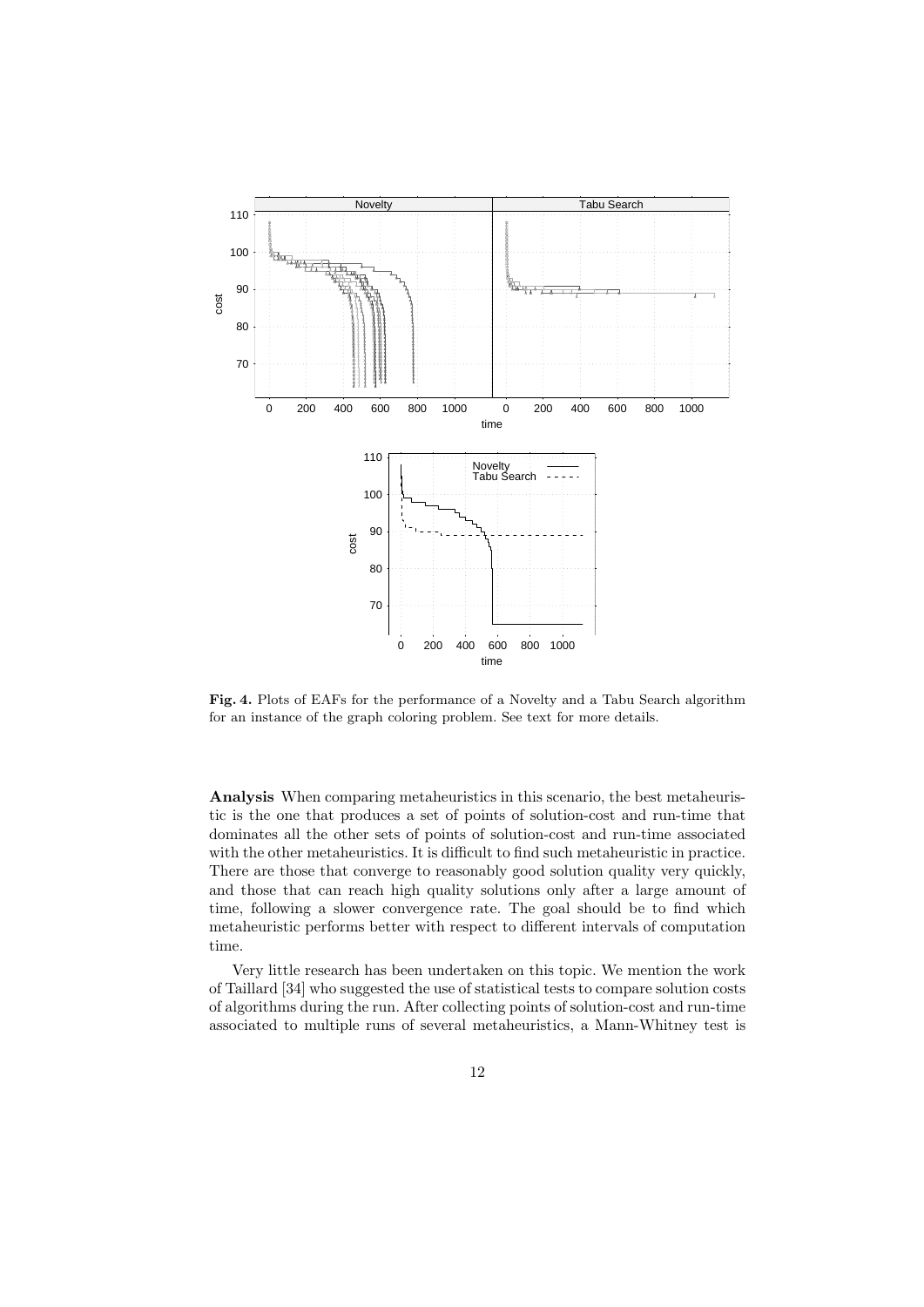**Fig. 4.** Plots of EAFs for the performance of a Novelty and a Tabu Search algorithm for an instance of the graph coloring problem. See text for more details.

**Analysis** When comparing metaheuristics in this scenario, the best metaheuristic is the one that produces a set of points of solution-cost and run-time that dominates all the other sets of points of solution-cost and run-time associated with the other metaheuristics. It is difficult to find such metaheuristic in practice. There are those that converge to reasonably good solution quality very quickly, and those that can reach high quality solutions only after a large amount of time, following a slower convergence rate. The goal should be to find which metaheuristic performs better with respect to different intervals of computation time.

Very little research has been undertaken on this topic. We mention the work of Taillard [34] who suggested the use of statistical tests to compare solution costs of algorithms during the run. After collecting points of solution-cost and run-time associated to multiple runs of several metaheuristics, a Mann-Whitney test is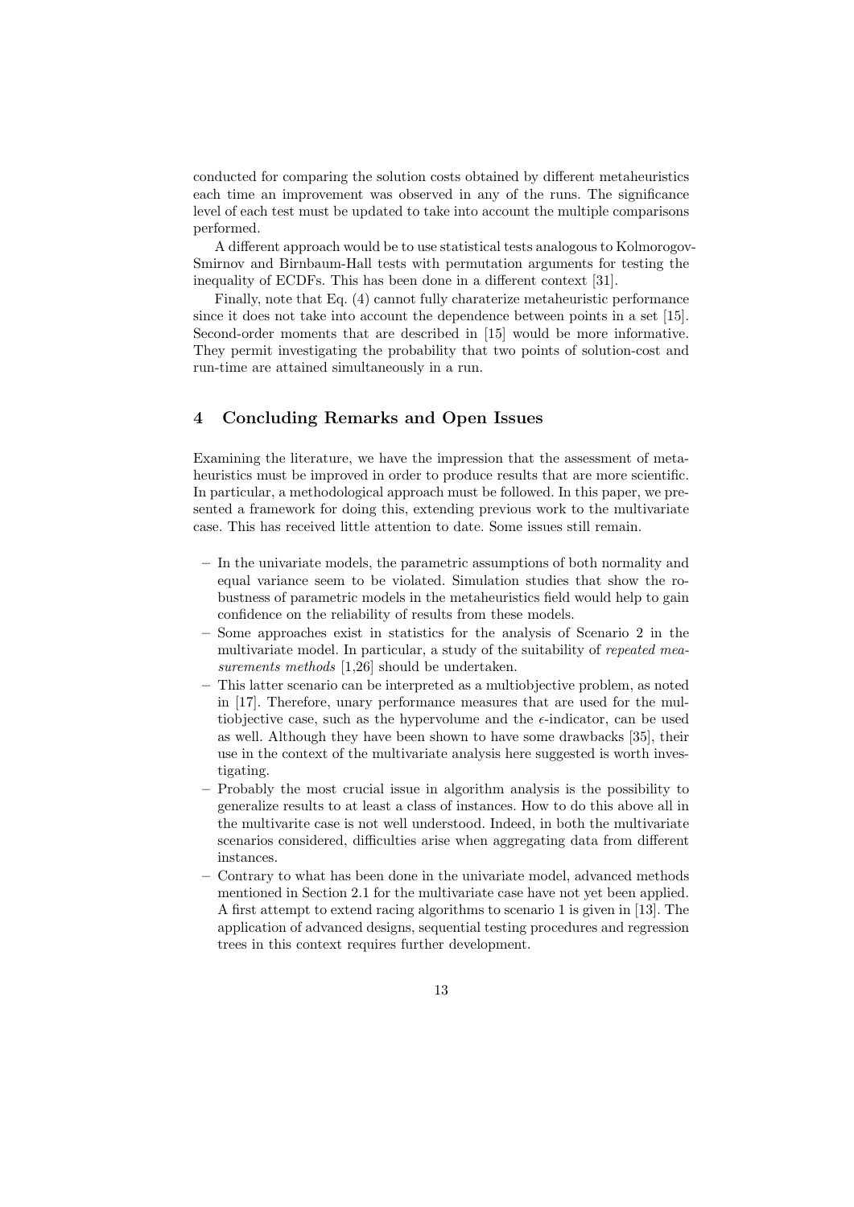conducted for comparing the solution costs obtained by different metaheuristics each time an improvement was observed in any of the runs. The significance level of each test must be updated to take into account the multiple comparisons performed.

A different approach would be to use statistical tests analogous to Kolmorogov-Smirnov and Birnbaum-Hall tests with permutation arguments for testing the inequality of ECDFs. This has been done in a different context [31].

Finally, note that Eq. (4) cannot fully charaterize metaheuristic performance since it does not take into account the dependence between points in a set [15]. Second-order moments that are described in [15] would be more informative. They permit investigating the probability that two points of solution-cost and run-time are attained simultaneously in a run.

## 4 Concluding Remarks and Open Issues

Examining the literature, we have the impression that the assessment of metaheuristics must be improved in order to produce results that are more scientific. In particular, a methodological approach must be followed. In this paper, we presented a framework for doing this, extending previous work to the multivariate case. This has received little attention to date. Some issues still remain.

- In the univariate models, the parametric assumptions of both normality and equal variance seem to be violated. Simulation studies that show the robustness of parametric models in the metaheuristics field would help to gain confidence on the reliability of results from these models.
- Some approaches exist in statistics for the analysis of Scenario 2 in the multivariate model. In particular, a study of the suitability of *repeated measurements methods* [1,26] should be undertaken.
- This latter scenario can be interpreted as a multiobjective problem, as noted in [17]. Therefore, unary performance measures that are used for the multiobjective case, such as the hypervolume and the $\epsilon$-indicator, can be used as well. Although they have been shown to have some drawbacks [35], their use in the context of the multivariate analysis here suggested is worth investigating.
- Probably the most crucial issue in algorithm analysis is the possibility to generalize results to at least a class of instances. How to do this above all in the multivarite case is not well understood. Indeed, in both the multivariate scenarios considered, difficulties arise when aggregating data from different instances.
- Contrary to what has been done in the univariate model, advanced methods mentioned in Section 2.1 for the multivariate case have not yet been applied. A first attempt to extend racing algorithms to scenario 1 is given in [13]. The application of advanced designs, sequential testing procedures and regression trees in this context requires further development.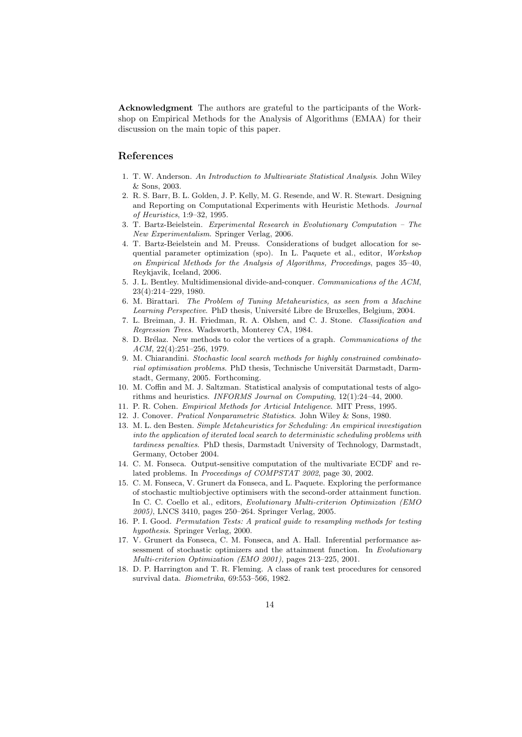**Acknowledgment** The authors are grateful to the participants of the Workshop on Empirical Methods for the Analysis of Algorithms (EMAA) for their discussion on the main topic of this paper.

## References

1. T. W. Anderson. *An Introduction to Multivariate Statistical Analysis*. John Wiley & Sons, 2003.
2. R. S. Barr, B. L. Golden, J. P. Kelly, M. G. Resende, and W. R. Stewart. Designing and Reporting on Computational Experiments with Heuristic Methods. *Journal of Heuristics*, 1:9–32, 1995.
3. T. Bartz-Beielstein. *Experimental Research in Evolutionary Computation – The New Experimentalism*. Springer Verlag, 2006.
4. T. Bartz-Beielstein and M. Preuss. Considerations of budget allocation for sequential parameter optimization (spo). In L. Paquete et al., editor, *Workshop on Empirical Methods for the Analysis of Algorithms, Proceedings*, pages 35–40, Reykjavik, Iceland, 2006.
5. J. L. Bentley. Multidimensional divide-and-conquer. *Communications of the ACM*, 23(4):214–229, 1980.
6. M. Birattari. *The Problem of Tuning Metaheuristics, as seen from a Machine Learning Perspective*. PhD thesis, Université Libre de Bruxelles, Belgium, 2004.
7. L. Breiman, J. H. Friedman, R. A. Olshen, and C. J. Stone. *Classification and Regression Trees*. Wadsworth, Monterey CA, 1984.
8. D. Brélaz. New methods to color the vertices of a graph. *Communications of the ACM*, 22(4):251–256, 1979.
9. M. Chiarandini. *Stochastic local search methods for highly constrained combinatorial optimisation problems*. PhD thesis, Technische Universität Darmstadt, Darmstadt, Germany, 2005. Forthcoming.
10. M. Coffin and M. J. Saltzman. Statistical analysis of computational tests of algorithms and heuristics. *INFORMS Journal on Computing*, 12(1):24–44, 2000.
11. P. R. Cohen. *Empirical Methods for Articial Inteligence*. MIT Press, 1995.
12. J. Conover. *Pratical Nonparametric Statistics*. John Wiley & Sons, 1980.
13. M. L. den Besten. *Simple Metaheuristics for Scheduling: An empirical investigation into the application of iterated local search to deterministic scheduling problems with tardiness penalties*. PhD thesis, Darmstadt University of Technology, Darmstadt, Germany, October 2004.
14. C. M. Fonseca. Output-sensitive computation of the multivariate ECDF and related problems. In *Proceedings of COMPSTAT 2002*, page 30, 2002.
15. C. M. Fonseca, V. Grunert da Fonseca, and L. Paquete. Exploring the performance of stochastic multiobjective optimisers with the second-order attainment function. In C. C. Coello et al., editors, *Evolutionary Multi-criterion Optimization (EMO 2005)*, LNCS 3410, pages 250–264. Springer Verlag, 2005.
16. P. I. Good. *Permutation Tests: A pratical guide to resampling methods for testing hypothesis*. Springer Verlag, 2000.
17. V. Grunert da Fonseca, C. M. Fonseca, and A. Hall. Inferential performance assessment of stochastic optimizers and the attainment function. In *Evolutionary Multi-criterion Optimization (EMO 2001)*, pages 213–225, 2001.
18. D. P. Harrington and T. R. Fleming. A class of rank test procedures for censored survival data. *Biometrika*, 69:553–566, 1982.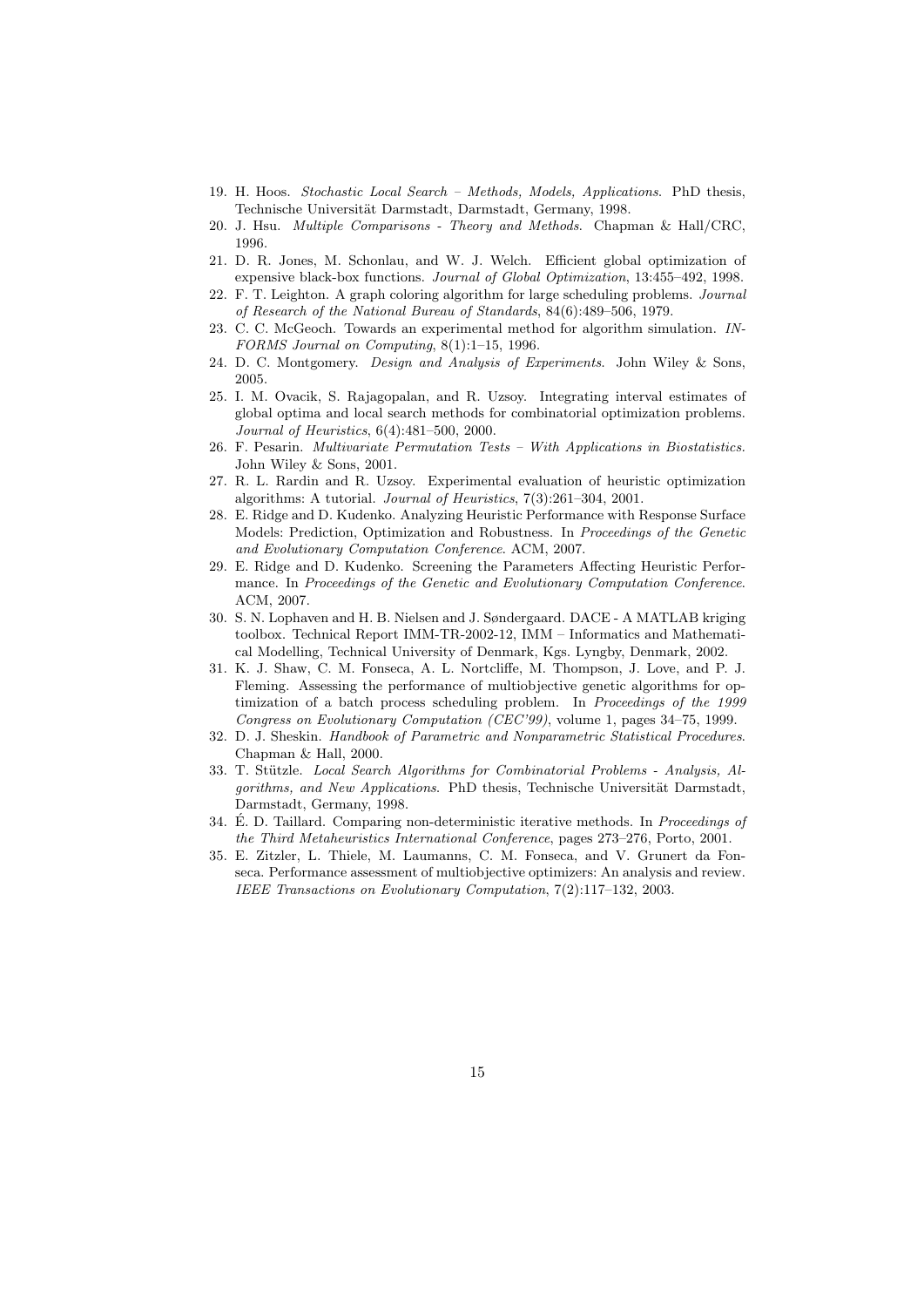19. H. Hoos. *Stochastic Local Search – Methods, Models, Applications*. PhD thesis, Technische Universität Darmstadt, Darmstadt, Germany, 1998.
20. J. Hsu. *Multiple Comparisons - Theory and Methods*. Chapman & Hall/CRC, 1996.
21. D. R. Jones, M. Schonlau, and W. J. Welch. Efficient global optimization of expensive black-box functions. *Journal of Global Optimization*, 13:455–492, 1998.
22. F. T. Leighton. A graph coloring algorithm for large scheduling problems. *Journal of Research of the National Bureau of Standards*, 84(6):489–506, 1979.
23. C. C. McGeoch. Towards an experimental method for algorithm simulation. *INFORMS Journal on Computing*, 8(1):1–15, 1996.
24. D. C. Montgomery. *Design and Analysis of Experiments*. John Wiley & Sons, 2005.
25. I. M. Ovacik, S. Rajagopalan, and R. Uzsoy. Integrating interval estimates of global optima and local search methods for combinatorial optimization problems. *Journal of Heuristics*, 6(4):481–500, 2000.
26. F. Pesarin. *Multivariate Permutation Tests – With Applications in Biostatistics*. John Wiley & Sons, 2001.
27. R. L. Rardin and R. Uzsoy. Experimental evaluation of heuristic optimization algorithms: A tutorial. *Journal of Heuristics*, 7(3):261–304, 2001.
28. E. Ridge and D. Kudenko. Analyzing Heuristic Performance with Response Surface Models: Prediction, Optimization and Robustness. In *Proceedings of the Genetic and Evolutionary Computation Conference*. ACM, 2007.
29. E. Ridge and D. Kudenko. Screening the Parameters Affecting Heuristic Performance. In *Proceedings of the Genetic and Evolutionary Computation Conference*. ACM, 2007.
30. S. N. Lophaven and H. B. Nielsen and J. Søndergaard. DACE - A MATLAB kriging toolbox. Technical Report IMM-TR-2002-12, IMM – Informatics and Mathematical Modelling, Technical University of Denmark, Kgs. Lyngby, Denmark, 2002.
31. K. J. Shaw, C. M. Fonseca, A. L. Nortcliffe, M. Thompson, J. Love, and P. J. Fleming. Assessing the performance of multiobjective genetic algorithms for optimization of a batch process scheduling problem. In *Proceedings of the 1999 Congress on Evolutionary Computation (CEC'99)*, volume 1, pages 34–75, 1999.
32. D. J. Sheskin. *Handbook of Parametric and Nonparametric Statistical Procedures*. Chapman & Hall, 2000.
33. T. Stützle. *Local Search Algorithms for Combinatorial Problems - Analysis, Algorithms, and New Applications*. PhD thesis, Technische Universität Darmstadt, Darmstadt, Germany, 1998.
34. É. D. Taillard. Comparing non-deterministic iterative methods. In *Proceedings of the Third Metaheuristics International Conference*, pages 273–276, Porto, 2001.
35. E. Zitzler, L. Thiele, M. Laumanns, C. M. Fonseca, and V. Grunert da Fonseca. Performance assessment of multiobjective optimizers: An analysis and review. *IEEE Transactions on Evolutionary Computation*, 7(2):117–132, 2003.